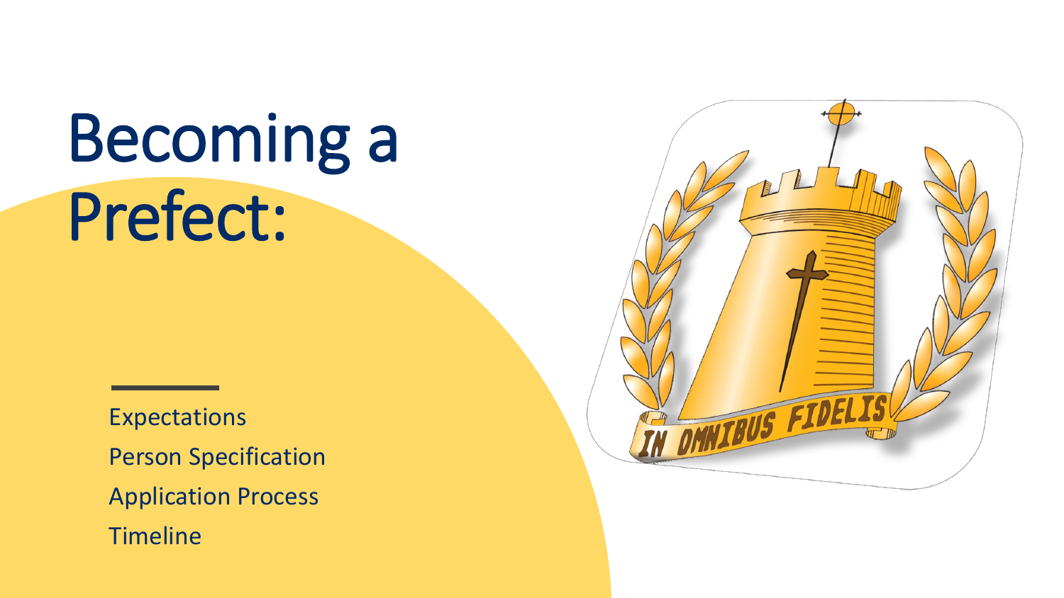# Becoming a Prefect:

- Expectations
- Person Specification
- Application Process
- Timeline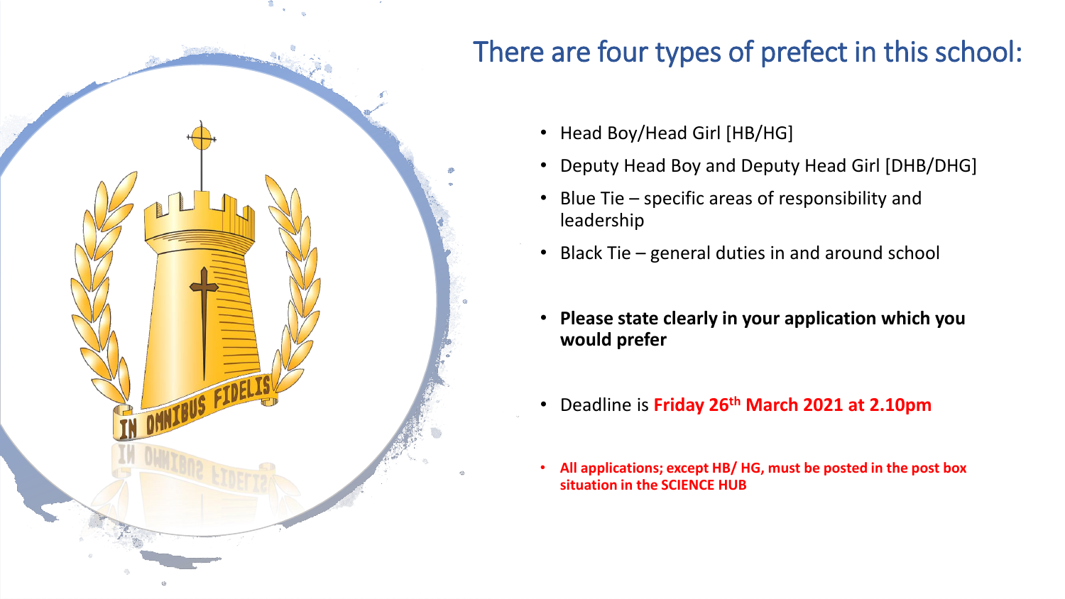# There are four types of prefect in this school:

- Head Boy/Head Girl [HB/HG]
- Deputy Head Boy and Deputy Head Girl [DHB/DHG]
- Blue Tie – specific areas of responsibility and leadership
- Black Tie – general duties in and around school

- **Please state clearly in your application which you would prefer**

- Deadline is **Friday 26th March 2021 at 2.10pm**

- **All applications; except HB/ HG, must be posted in the post box situation in the SCIENCE HUB**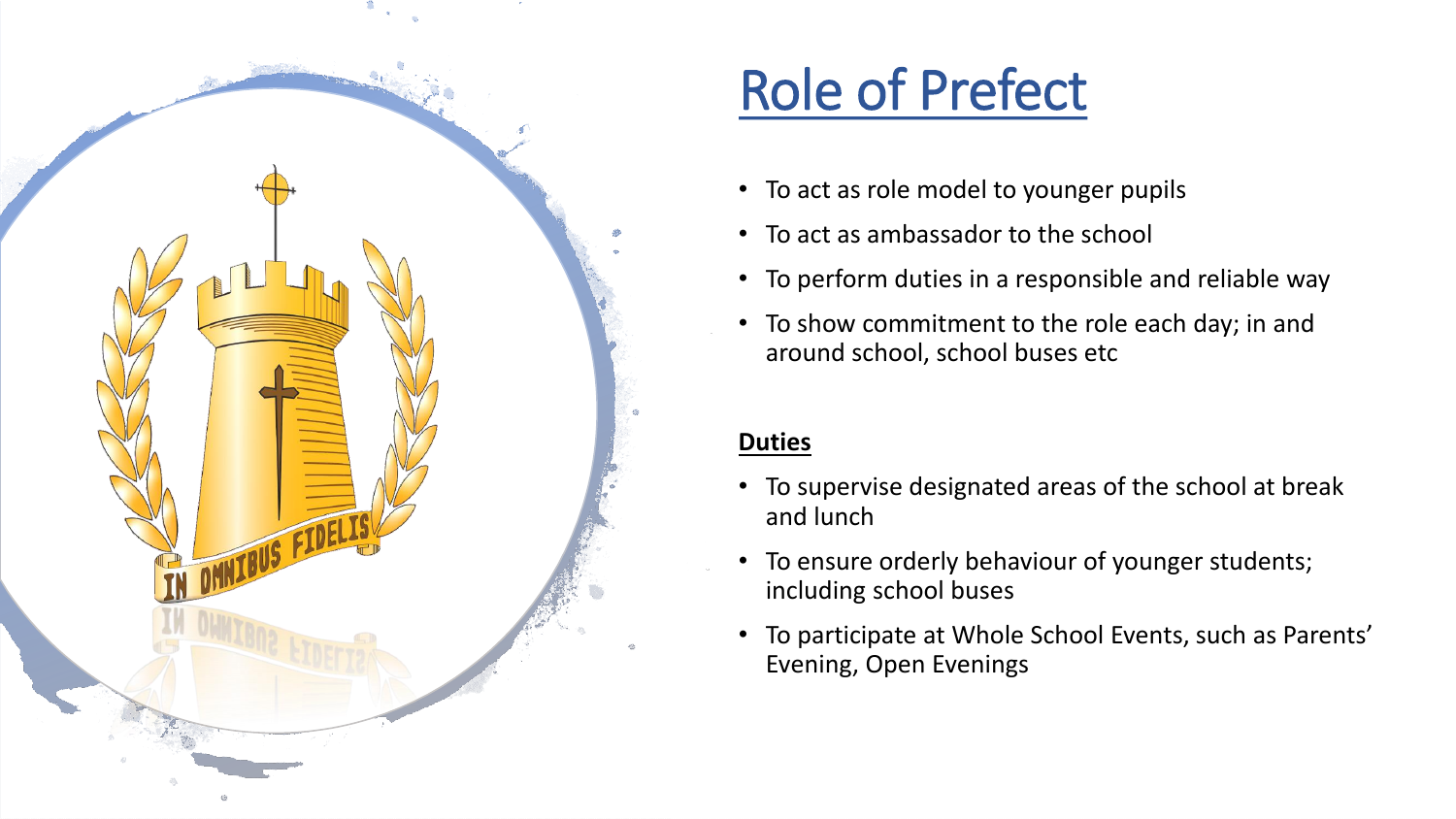# Role of Prefect

- To act as role model to younger pupils
- To act as ambassador to the school
- To perform duties in a responsible and reliable way
- To show commitment to the role each day; in and around school, school buses etc

**Duties**

- To supervise designated areas of the school at break and lunch
- To ensure orderly behaviour of younger students; including school buses
- To participate at Whole School Events, such as Parents' Evening, Open Evenings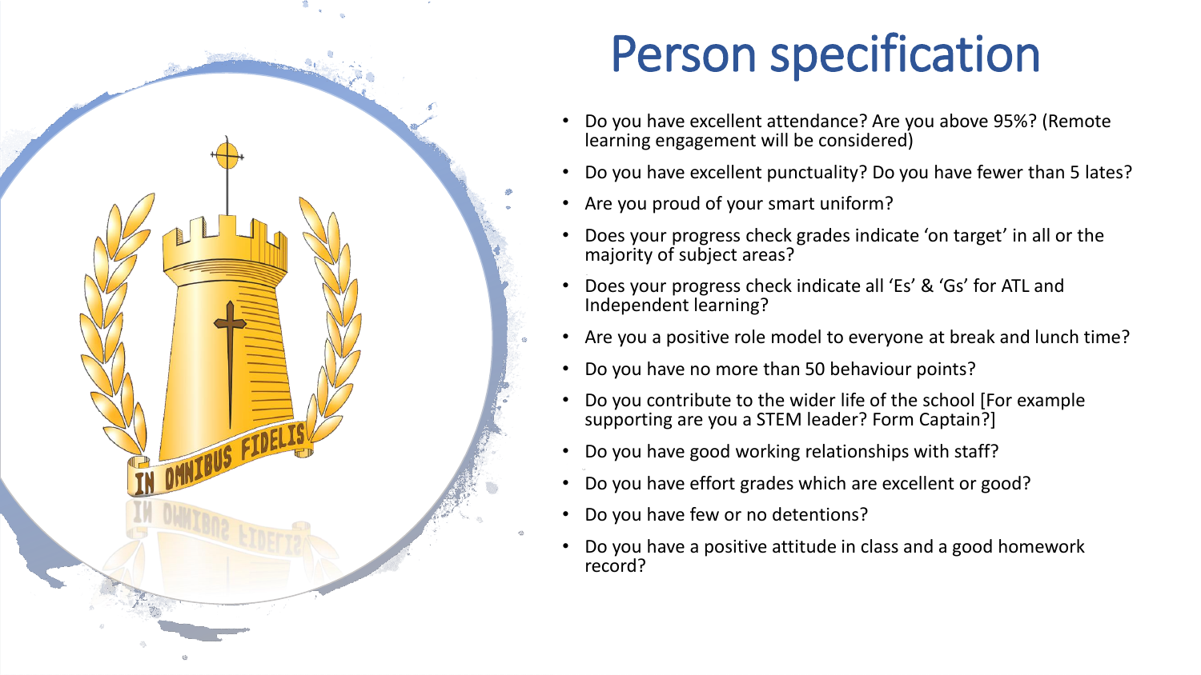# Person specification

- Do you have excellent attendance? Are you above 95%? (Remote learning engagement will be considered)
- Do you have excellent punctuality? Do you have fewer than 5 lates?
- Are you proud of your smart uniform?
- Does your progress check grades indicate 'on target' in all or the majority of subject areas?
- Does your progress check indicate all 'Es' & 'Gs' for ATL and Independent learning?
- Are you a positive role model to everyone at break and lunch time?
- Do you have no more than 50 behaviour points?
- Do you contribute to the wider life of the school [For example supporting are you a STEM leader? Form Captain?]
- Do you have good working relationships with staff?
- Do you have effort grades which are excellent or good?
- Do you have few or no detentions?
- Do you have a positive attitude in class and a good homework record?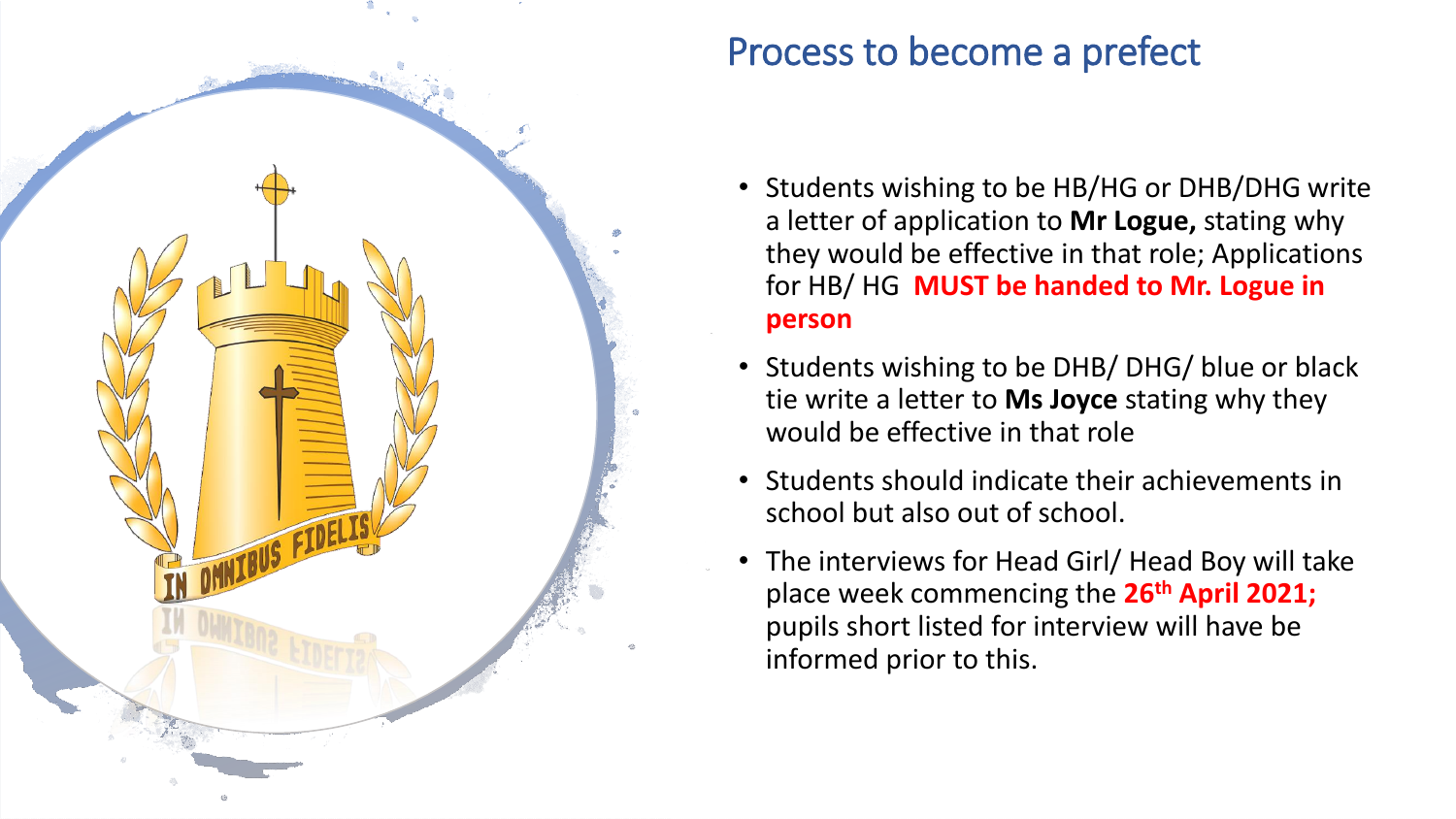# Process to become a prefect

- Students wishing to be HB/HG or DHB/DHG write a letter of application to **Mr Logue,** stating why they would be effective in that role; Applications for HB/ HG **MUST be handed to Mr. Logue in person**
- Students wishing to be DHB/ DHG/ blue or black tie write a letter to **Ms Joyce** stating why they would be effective in that role
- Students should indicate their achievements in school but also out of school.
- The interviews for Head Girl/ Head Boy will take place week commencing the **26th April 2021;** pupils short listed for interview will have be informed prior to this.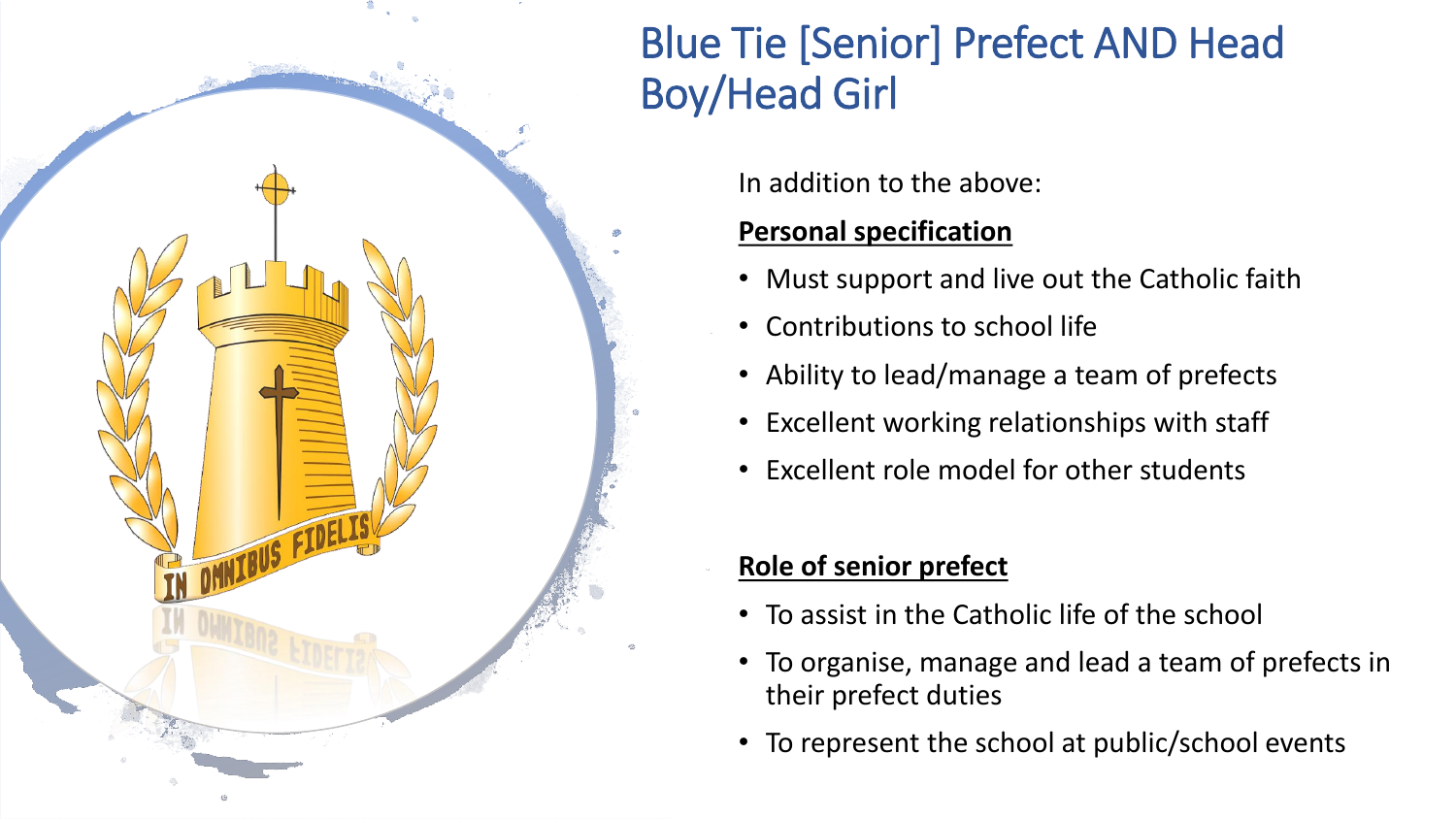# Blue Tie [Senior] Prefect AND Head Boy/Head Girl

In addition to the above:

**Personal specification**

- Must support and live out the Catholic faith
- Contributions to school life
- Ability to lead/manage a team of prefects
- Excellent working relationships with staff
- Excellent role model for other students

**Role of senior prefect**

- To assist in the Catholic life of the school
- To organise, manage and lead a team of prefects in their prefect duties
- To represent the school at public/school events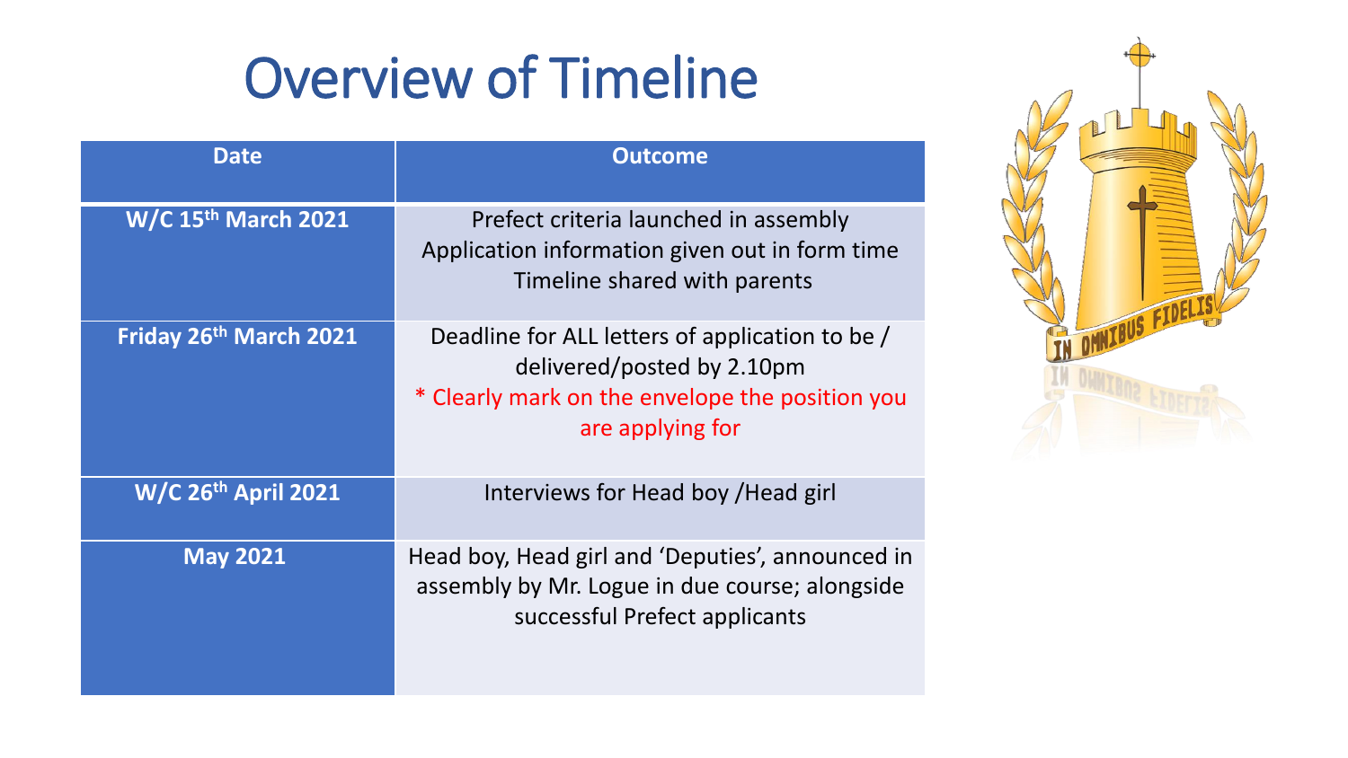# Overview of Timeline

| Date | Outcome |
| --- | --- |
| **W/C 15th March 2021** | Prefect criteria launched in assembly<br>Application information given out in form time<br>Timeline shared with parents |
| **Friday 26th March 2021** | Deadline for ALL letters of application to be / delivered/posted by 2.10pm<br>* Clearly mark on the envelope the position you are applying for |
| **W/C 26th April 2021** | Interviews for Head boy /Head girl |
| **May 2021** | Head boy, Head girl and 'Deputies', announced in assembly by Mr. Logue in due course; alongside successful Prefect applicants |

IN OMNIBUS FIDELIS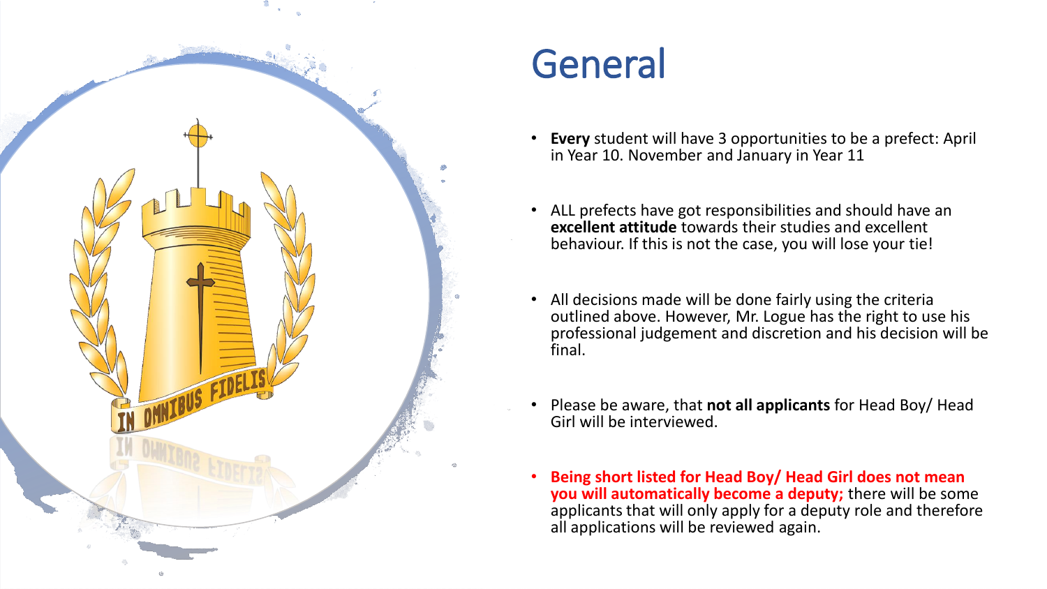# General

- **Every** student will have 3 opportunities to be a prefect: April in Year 10. November and January in Year 11
- ALL prefects have got responsibilities and should have an **excellent attitude** towards their studies and excellent behaviour. If this is not the case, you will lose your tie!
- All decisions made will be done fairly using the criteria outlined above. However, Mr. Logue has the right to use his professional judgement and discretion and his decision will be final.
- Please be aware, that **not all applicants** for Head Boy/ Head Girl will be interviewed.
- **Being short listed for Head Boy/ Head Girl does not mean you will automatically become a deputy;** there will be some applicants that will only apply for a deputy role and therefore all applications will be reviewed again.